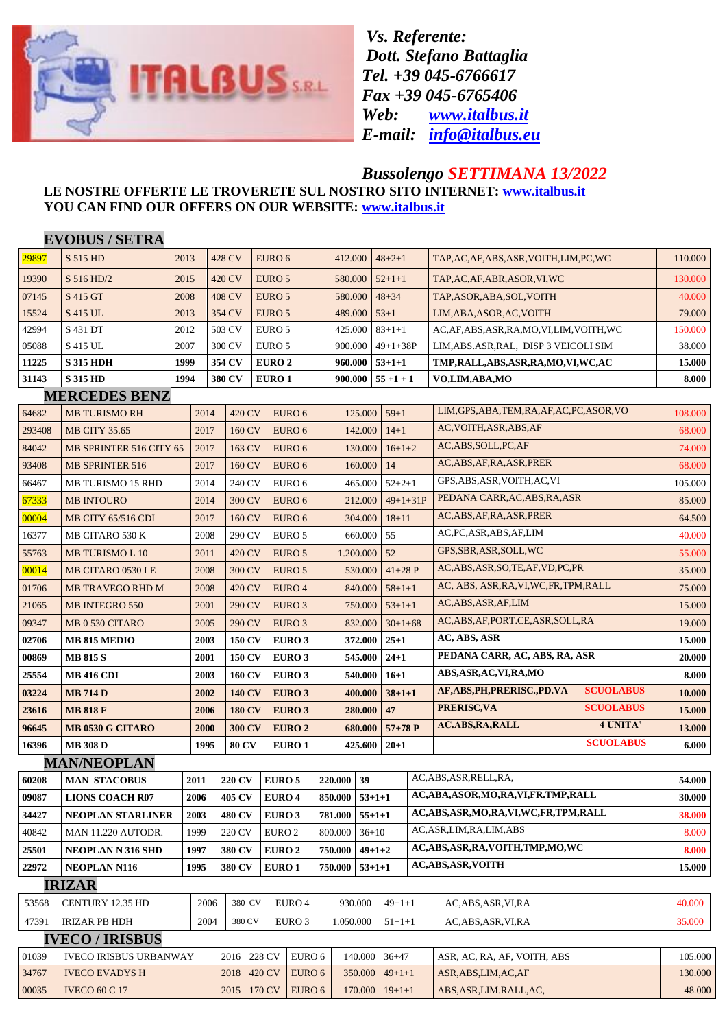ITALBUS S.R.L.

*Vs. Referente:*
*Dott. Stefano Battaglia*
*Tel. +39 045-6766617*
*Fax +39 045-6765406*
*Web: [www.italbus.it](http://www.italbus.it)*
*E-mail: [info@italbus.eu](mailto:info@italbus.eu)*

***Bussolengo SETTIMANA 13/2022***

**LE NOSTRE OFFERTE LE TROVERETE SUL NOSTRO SITO INTERNET: [www.italbus.it](http://www.italbus.it)**
**YOU CAN FIND OUR OFFERS ON OUR WEBSITE: [www.italbus.it](http://www.italbus.it)**

## EVOBUS / SETRA

| | | | | | | | | |
|---|---|---|---|---|---|---|---|---|
| 29897 | S 515 HD | 2013 | 428 CV | EURO 6 | 412.000 | 48+2+1 | TAP,AC,AF,ABS,ASR,VOITH,LIM,PC,WC | 110.000 |
| 19390 | S 516 HD/2 | 2015 | 420 CV | EURO 5 | 580.000 | 52+1+1 | TAP,AC,AF,ABR,ASOR,VI,WC | 130.000 |
| 07145 | S 415 GT | 2008 | 408 CV | EURO 5 | 580.000 | 48+34 | TAP,ASOR,ABA,SOL,VOITH | 40.000 |
| 15524 | S 415 UL | 2013 | 354 CV | EURO 5 | 489.000 | 53+1 | LIM,ABA,ASOR,AC,VOITH | 79.000 |
| 42994 | S 431 DT | 2012 | 503 CV | EURO 5 | 425.000 | 83+1+1 | AC,AF,ABS,ASR,RA,MO,VI,LIM,VOITH,WC | 150.000 |
| 05088 | S 415 UL | 2007 | 300 CV | EURO 5 | 900.000 | 49+1+38P | LIM,ABS.ASR,RAL, DISP 3 VEICOLI SIM | 38.000 |
| **11225** | **S 315 HDH** | **1999** | **354 CV** | **EURO 2** | **960.000** | **53+1+1** | **TMP,RALL,ABS,ASR,RA,MO,VI,WC,AC** | **15.000** |
| **31143** | **S 315 HD** | **1994** | **380 CV** | **EURO 1** | **900.000** | **55 +1 + 1** | **VO,LIM,ABA,MO** | **8.000** |

## MERCEDES BENZ

| | | | | | | | | |
|---|---|---|---|---|---|---|---|---|
| 64682 | MB TURISMO RH | 2014 | 420 CV | EURO 6 | 125.000 | 59+1 | LIM,GPS,ABA,TEM,RA,AF,AC,PC,ASOR,VO | 108.000 |
| 293408 | MB CITY 35.65 | 2017 | 160 CV | EURO 6 | 142.000 | 14+1 | AC,VOITH,ASR,ABS,AF | 68.000 |
| 84042 | MB SPRINTER 516 CITY 65 | 2017 | 163 CV | EURO 6 | 130.000 | 16+1+2 | AC,ABS,SOLL,PC,AF | 74.000 |
| 93408 | MB SPRINTER 516 | 2017 | 160 CV | EURO 6 | 160.000 | 14 | AC,ABS,AF,RA,ASR,PRER | 68.000 |
| 66467 | MB TURISMO 15 RHD | 2014 | 240 CV | EURO 6 | 465.000 | 52+2+1 | GPS,ABS,ASR,VOITH,AC,VI | 105.000 |
| 67333 | MB INTOURO | 2014 | 300 CV | EURO 6 | 212.000 | 49+1+31P | PEDANA CARR,AC,ABS,RA,ASR | 85.000 |
| 00004 | MB CITY 65/516 CDI | 2017 | 160 CV | EURO 6 | 304.000 | 18+11 | AC,ABS,AF,RA,ASR,PRER | 64.500 |
| 16377 | MB CITARO 530 K | 2008 | 290 CV | EURO 5 | 660.000 | 55 | AC,PC,ASR,ABS,AF,LIM | 40.000 |
| 55763 | MB TURISMO L 10 | 2011 | 420 CV | EURO 5 | 1.200.000 | 52 | GPS,SBR,ASR,SOLL,WC | 55.000 |
| 00014 | MB CITARO 0530 LE | 2008 | 300 CV | EURO 5 | 530.000 | 41+28 P | AC,ABS,ASR,SO,TE,AF,VD,PC,PR | 35.000 |
| 01706 | MB TRAVEGO RHD M | 2008 | 420 CV | EURO 4 | 840.000 | 58+1+1 | AC, ABS, ASR,RA,VI,WC,FR,TPM,RALL | 75.000 |
| 21065 | MB INTEGRO 550 | 2001 | 290 CV | EURO 3 | 750.000 | 53+1+1 | AC,ABS,ASR,AF,LIM | 15.000 |
| 09347 | MB 0 530 CITARO | 2005 | 290 CV | EURO 3 | 832.000 | 30+1+68 | AC,ABS,AF,PORT.CE,ASR,SOLL,RA | 19.000 |
| **02706** | **MB 815 MEDIO** | **2003** | **150 CV** | **EURO 3** | **372.000** | **25+1** | **AC, ABS, ASR** | **15.000** |
| **00869** | **MB 815 S** | **2001** | **150 CV** | **EURO 3** | **545.000** | **24+1** | **PEDANA CARR, AC, ABS, RA, ASR** | **20.000** |
| **25554** | **MB 416 CDI** | **2003** | **160 CV** | **EURO 3** | **540.000** | **16+1** | **ABS,ASR,AC,VI,RA,MO** | **8.000** |
| **03224** | **MB 714 D** | **2002** | **140 CV** | **EURO 3** | **400.000** | **38+1+1** | **AF,ABS,PH,PRERISC.,PD.VA SCUOLABUS** | **10.000** |
| **23616** | **MB 818 F** | **2006** | **180 CV** | **EURO 3** | **280.000** | **47** | **PRERISC,VA SCUOLABUS** | **15.000** |
| **96645** | **MB 0530 G CITARO** | **2000** | **300 CV** | **EURO 2** | **680.000** | **57+78 P** | **AC.ABS,RA,RALL 4 UNITA'** | **13.000** |
| **16396** | **MB 308 D** | **1995** | **80 CV** | **EURO 1** | **425.600** | **20+1** | **SCUOLABUS** | **6.000** |

## MAN/NEOPLAN

| | | | | | | | | |
|---|---|---|---|---|---|---|---|---|
| **60208** | **MAN STACOBUS** | **2011** | **220 CV** | **EURO 5** | **220.000** | **39** | AC,ABS,ASR,RELL,RA, | **54.000** |
| **09087** | **LIONS COACH R07** | **2006** | **405 CV** | **EURO 4** | **850.000** | **53+1+1** | **AC,ABA,ASOR,MO,RA,VI,FR.TMP,RALL** | **30.000** |
| **34427** | **NEOPLAN STARLINER** | **2003** | **480 CV** | **EURO 3** | **781.000** | **55+1+1** | **AC,ABS,ASR,MO,RA,VI,WC,FR,TPM,RALL** | **38.000** |
| 40842 | MAN 11.220 AUTODR. | 1999 | 220 CV | EURO 2 | 800.000 | 36+10 | AC,ASR,LIM,RA,LIM,ABS | 8.000 |
| **25501** | **NEOPLAN N 316 SHD** | **1997** | **380 CV** | **EURO 2** | **750.000** | **49+1+2** | **AC,ABS,ASR,RA,VOITH,TMP,MO,WC** | **8.000** |
| **22972** | **NEOPLAN N116** | **1995** | **380 CV** | **EURO 1** | **750.000** | **53+1+1** | **AC,ABS,ASR,VOITH** | **15.000** |

## IRIZAR

| | | | | | | | | |
|---|---|---|---|---|---|---|---|---|
| 53568 | CENTURY 12.35 HD | 2006 | 380 CV | EURO 4 | 930.000 | 49+1+1 | AC,ABS,ASR,VI,RA | 40.000 |
| 47391 | IRIZAR PB HDH | 2004 | 380 CV | EURO 3 | 1.050.000 | 51+1+1 | AC,ABS,ASR,VI,RA | 35.000 |

## IVECO / IRISBUS

| | | | | | | | | |
|---|---|---|---|---|---|---|---|---|
| 01039 | IVECO IRISBUS URBANWAY | 2016 | 228 CV | EURO 6 | 140.000 | 36+47 | ASR, AC, RA, AF, VOITH, ABS | 105.000 |
| 34767 | IVECO EVADYS H | 2018 | 420 CV | EURO 6 | 350.000 | 49+1+1 | ASR,ABS,LIM,AC,AF | 130.000 |
| 00035 | IVECO 60 C 17 | 2015 | 170 CV | EURO 6 | 170.000 | 19+1+1 | ABS,ASR,LIM.RALL,AC, | 48.000 |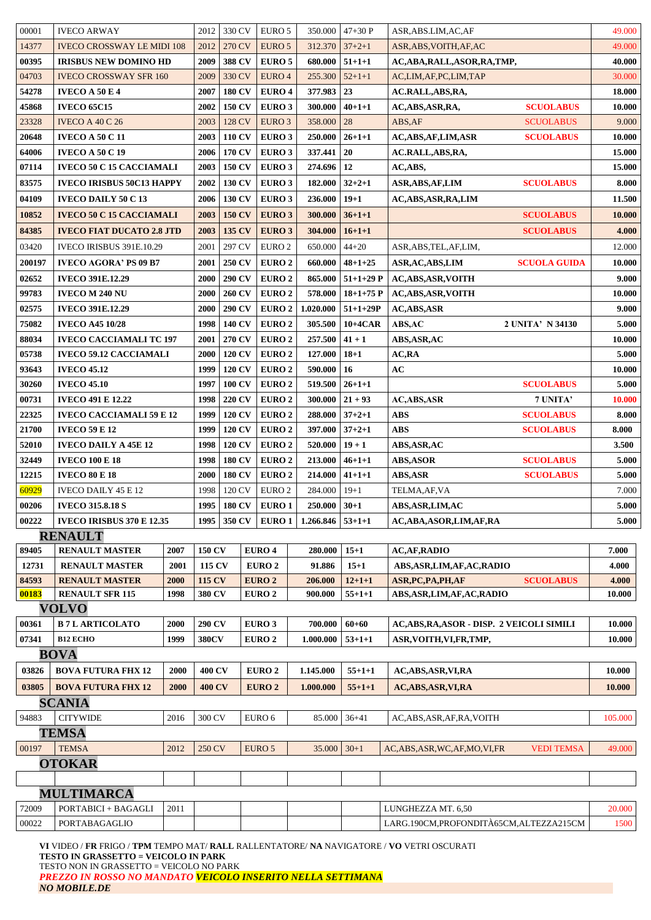| | | | | | | | | | |
|---|---|---|---|---|---|---|---|---|---|
| 00001 | IVECO ARWAY | 2012 | 330 CV | EURO 5 | 350.000 | 47+30 P | ASR,ABS.LIM,AC,AF | | 49.000 |
| 14377 | IVECO CROSSWAY LE MIDI 108 | 2012 | 270 CV | EURO 5 | 312.370 | 37+2+1 | ASR,ABS,VOITH,AF,AC | | 49.000 |
| 00395 | **IRISBUS NEW DOMINO HD** | **2009** | **388 CV** | **EURO 5** | **680.000** | **51+1+1** | **AC,ABA,RALL,ASOR,RA,TMP,** | | **40.000** |
| 04703 | IVECO CROSSWAY SFR 160 | 2009 | 330 CV | EURO 4 | 255.300 | 52+1+1 | AC,LIM,AF,PC,LIM,TAP | | 30.000 |
| 54278 | **IVECO A 50 E 4** | **2007** | **180 CV** | **EURO 4** | **377.983** | **23** | **AC.RALL,ABS,RA,** | | **18.000** |
| 45868 | **IVECO 65C15** | **2002** | **150 CV** | **EURO 3** | **300.000** | **40+1+1** | **AC,ABS,ASR,RA,** | **SCUOLABUS** | **10.000** |
| 23328 | IVECO A 40 C 26 | 2003 | 128 CV | EURO 3 | 358.000 | 28 | ABS,AF | SCUOLABUS | 9.000 |
| 20648 | **IVECO A 50 C 11** | **2003** | **110 CV** | **EURO 3** | **250.000** | **26+1+1** | **AC,ABS,AF,LIM,ASR** | **SCUOLABUS** | **10.000** |
| 64006 | **IVECO A 50 C 19** | **2006** | **170 CV** | **EURO 3** | **337.441** | **20** | **AC.RALL,ABS,RA,** | | **15.000** |
| 07114 | **IVECO 50 C 15 CACCIAMALI** | **2003** | **150 CV** | **EURO 3** | **274.696** | **12** | **AC,ABS,** | | **15.000** |
| 83575 | **IVECO IRISBUS 50C13 HAPPY** | **2002** | **130 CV** | **EURO 3** | **182.000** | **32+2+1** | **ASR,ABS,AF,LIM** | **SCUOLABUS** | **8.000** |
| 04109 | **IVECO DAILY 50 C 13** | **2006** | **130 CV** | **EURO 3** | **236.000** | **19+1** | **AC,ABS,ASR,RA,LIM** | | **11.500** |
| 10852 | **IVECO 50 C 15 CACCIAMALI** | **2003** | **150 CV** | **EURO 3** | **300.000** | **36+1+1** | | **SCUOLABUS** | **10.000** |
| 84385 | **IVECO FIAT DUCATO 2.8 JTD** | **2003** | **135 CV** | **EURO 3** | **304.000** | **16+1+1** | | **SCUOLABUS** | **4.000** |
| 03420 | IVECO IRISBUS 391E.10.29 | 2001 | 297 CV | EURO 2 | 650.000 | 44+20 | ASR,ABS,TEL,AF,LIM, | | 12.000 |
| 200197 | **IVECO AGORA' PS 09 B7** | **2001** | **250 CV** | **EURO 2** | **660.000** | **48+1+25** | **ASR,AC,ABS,LIM** | **SCUOLA GUIDA** | **10.000** |
| 02652 | **IVECO 391E.12.29** | **2000** | **290 CV** | **EURO 2** | **865.000** | **51+1+29 P** | **AC,ABS,ASR,VOITH** | | **9.000** |
| 99783 | **IVECO M 240 NU** | **2000** | **260 CV** | **EURO 2** | **578.000** | **18+1+75 P** | **AC,ABS,ASR,VOITH** | | **10.000** |
| 02575 | **IVECO 391E.12.29** | **2000** | **290 CV** | **EURO 2** | **1.020.000** | **51+1+29P** | **AC,ABS,ASR** | | **9.000** |
| 75082 | **IVECO A45 10/28** | **1998** | **140 CV** | **EURO 2** | **305.500** | **10+4CAR** | **ABS,AC** | **2 UNITA' N 34130** | **5.000** |
| 88034 | **IVECO CACCIAMALI TC 197** | **2001** | **270 CV** | **EURO 2** | **257.500** | **41 + 1** | **ABS,ASR,AC** | | **10.000** |
| 05738 | **IVECO 59.12 CACCIAMALI** | **2000** | **120 CV** | **EURO 2** | **127.000** | **18+1** | **AC,RA** | | **5.000** |
| 93643 | **IVECO 45.12** | **1999** | **120 CV** | **EURO 2** | **590.000** | **16** | **AC** | | **10.000** |
| 30260 | **IVECO 45.10** | **1997** | **100 CV** | **EURO 2** | **519.500** | **26+1+1** | | **SCUOLABUS** | **5.000** |
| 00731 | **IVECO 491 E 12.22** | **1998** | **220 CV** | **EURO 2** | **300.000** | **21 + 93** | **AC,ABS,ASR** | **7 UNITA'** | **10.000** |
| 22325 | **IVECO CACCIAMALI 59 E 12** | **1999** | **120 CV** | **EURO 2** | **288.000** | **37+2+1** | **ABS** | **SCUOLABUS** | **8.000** |
| 21700 | **IVECO 59 E 12** | **1999** | **120 CV** | **EURO 2** | **397.000** | **37+2+1** | **ABS** | **SCUOLABUS** | **8.000** |
| 52010 | **IVECO DAILY A 45E 12** | **1998** | **120 CV** | **EURO 2** | **520.000** | **19 + 1** | **ABS,ASR,AC** | | **3.500** |
| 32449 | **IVECO 100 E 18** | **1998** | **180 CV** | **EURO 2** | **213.000** | **46+1+1** | **ABS,ASOR** | **SCUOLABUS** | **5.000** |
| 12215 | **IVECO 80 E 18** | **2000** | **180 CV** | **EURO 2** | **214.000** | **41+1+1** | **ABS,ASR** | **SCUOLABUS** | **5.000** |
| 60929 | IVECO DAILY 45 E 12 | 1998 | 120 CV | EURO 2 | 284.000 | 19+1 | TELMA,AF,VA | | 7.000 |
| 00206 | **IVECO 315.8.18 S** | **1995** | **180 CV** | **EURO 1** | **250.000** | **30+1** | **ABS,ASR,LIM,AC** | | **5.000** |
| 00222 | **IVECO IRISBUS 370 E 12.35** | **1995** | **350 CV** | **EURO 1** | **1.266.846** | **53+1+1** | **AC,ABA,ASOR,LIM,AF,RA** | | **5.000** |

## RENAULT

| | | | | | | | | | |
|---|---|---|---|---|---|---|---|---|---|
| 89405 | **RENAULT MASTER** | **2007** | **150 CV** | **EURO 4** | **280.000** | **15+1** | **AC,AF,RADIO** | | **7.000** |
| 12731 | **RENAULT MASTER** | **2001** | **115 CV** | **EURO 2** | **91.886** | **15+1** | **ABS,ASR,LIM,AF,AC,RADIO** | | **4.000** |
| 84593 | **RENAULT MASTER** | **2000** | **115 CV** | **EURO 2** | **206.000** | **12+1+1** | **ASR,PC,PA,PH,AF** | **SCUOLABUS** | **4.000** |
| 00183 | **RENAULT SFR 115** | **1998** | **380 CV** | **EURO 2** | **900.000** | **55+1+1** | **ABS,ASR,LIM,AF,AC,RADIO** | | **10.000** |

## VOLVO

| | | | | | | | | |
|---|---|---|---|---|---|---|---|---|
| 00361 | **B 7 L ARTICOLATO** | **2000** | **290 CV** | **EURO 3** | **700.000** | **60+60** | **AC,ABS,RA,ASOR - DISP. 2 VEICOLI SIMILI** | **10.000** |
| 07341 | **B12 ECHO** | **1999** | **380CV** | **EURO 2** | **1.000.000** | **53+1+1** | **ASR,VOITH,VI,FR,TMP,** | **10.000** |

## BOVA

| | | | | | | | | |
|---|---|---|---|---|---|---|---|---|
| 03826 | **BOVA FUTURA FHX 12** | **2000** | **400 CV** | **EURO 2** | **1.145.000** | **55+1+1** | **AC,ABS,ASR,VI,RA** | **10.000** |
| 03805 | **BOVA FUTURA FHX 12** | **2000** | **400 CV** | **EURO 2** | **1.000.000** | **55+1+1** | **AC,ABS,ASR,VI,RA** | **10.000** |

## SCANIA

| | | | | | | | | |
|---|---|---|---|---|---|---|---|---|
| 94883 | CITYWIDE | 2016 | 300 CV | EURO 6 | 85.000 | 36+41 | AC,ABS,ASR,AF,RA,VOITH | 105.000 |

## TEMSA

| | | | | | | | | | |
|---|---|---|---|---|---|---|---|---|---|
| 00197 | TEMSA | 2012 | 250 CV | EURO 5 | 35.000 | 30+1 | AC,ABS,ASR,WC,AF,MO,VI,FR | VEDI TEMSA | 49.000 |

## OTOKAR

| | | | | | | | | |
|---|---|---|---|---|---|---|---|---|
| | | | | | | | | |

## MULTIMARCA

| | | | | | | | | |
|---|---|---|---|---|---|---|---|---|
| 72009 | PORTABICI + BAGAGLI | 2011 | | | | | LUNGHEZZA MT. 6,50 | 20.000 |
| 00022 | PORTABAGAGLIO | | | | | | LARG.190CM,PROFONDITÀ65CM,ALTEZZA215CM | 1500 |

**VI** VIDEO / **FR** FRIGO / **TPM** TEMPO MAT/ **RALL** RALLENTATORE/ **NA** NAVIGATORE / **VO** VETRI OSCURATI
**TESTO IN GRASSETTO = VEICOLO IN PARK**
TESTO NON IN GRASSETTO = VEICOLO NO PARK
***PREZZO IN ROSSO NO MANDATO VEICOLO INSERITO NELLA SETTIMANA***
***NO MOBILE.DE***